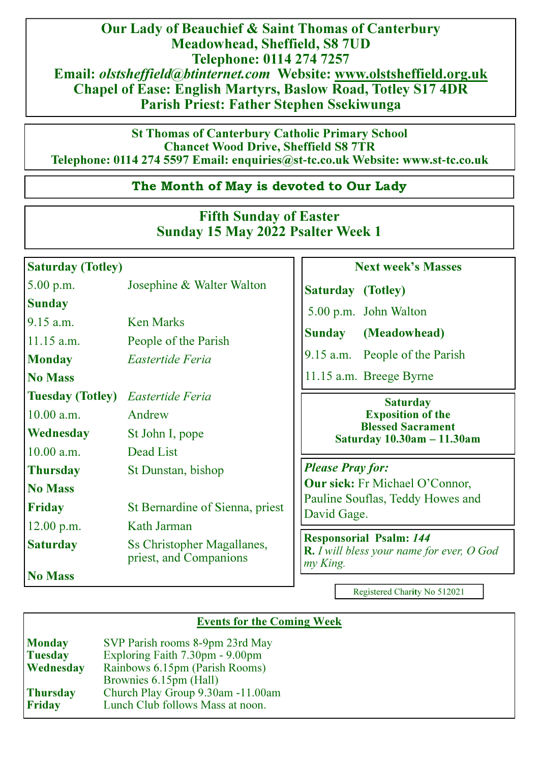# Our Lady of Beauchief & Saint Thomas of Canterbury

**Meadowhead, Sheffield, S8 7UD**
**Telephone: 0114 274 7257**
**Email:** ***olstsheffield@btinternet.com*** **Website: www.olstsheffield.org.uk**
**Chapel of Ease: English Martyrs, Baslow Road, Totley S17 4DR**
**Parish Priest: Father Stephen Ssekiwunga**

**St Thomas of Canterbury Catholic Primary School**
**Chancet Wood Drive, Sheffield S8 7TR**
**Telephone: 0114 274 5597 Email: enquiries@st-tc.co.uk Website: www.st-tc.co.uk**

## The Month of May is devoted to Our Lady

## Fifth Sunday of Easter
## Sunday 15 May 2022 Psalter Week 1

| | |
|---|---|
| **Saturday (Totley)** | |
| 5.00 p.m. | Josephine & Walter Walton |
| **Sunday** | |
| 9.15 a.m. | Ken Marks |
| 11.15 a.m. | People of the Parish |
| **Monday** | *Eastertide Feria* |
| **No Mass** | |
| **Tuesday (Totley)** | *Eastertide Feria* |
| 10.00 a.m. | Andrew |
| **Wednesday** | St John I, pope |
| 10.00 a.m. | Dead List |
| **Thursday** | St Dunstan, bishop |
| **No Mass** | |
| **Friday** | St Bernardine of Sienna, priest |
| 12.00 p.m. | Kath Jarman |
| **Saturday** | Ss Christopher Magallanes, priest, and Companions |
| **No Mass** | |

**Next week's Masses**

| | |
|---|---|
| **Saturday** | **(Totley)** |
| 5.00 p.m. | John Walton |
| **Sunday** | **(Meadowhead)** |
| 9.15 a.m. | People of the Parish |
| 11.15 a.m. | Breege Byrne |

**Saturday**
**Exposition of the Blessed Sacrament**
**Saturday 10.30am – 11.30am**

***Please Pray for:***
**Our sick:** Fr Michael O'Connor, Pauline Souflas, Teddy Howes and David Gage.

**Responsorial Psalm:** ***144***
**R.** *I will bless your name for ever, O God my King.*

Registered Charity No 512021

**Events for the Coming Week**

| | |
|---|---|
| **Monday** | SVP Parish rooms 8-9pm 23rd May |
| **Tuesday** | Exploring Faith 7.30pm - 9.00pm |
| **Wednesday** | Rainbows 6.15pm (Parish Rooms) |
| | Brownies 6.15pm (Hall) |
| **Thursday** | Church Play Group 9.30am -11.00am |
| **Friday** | Lunch Club follows Mass at noon. |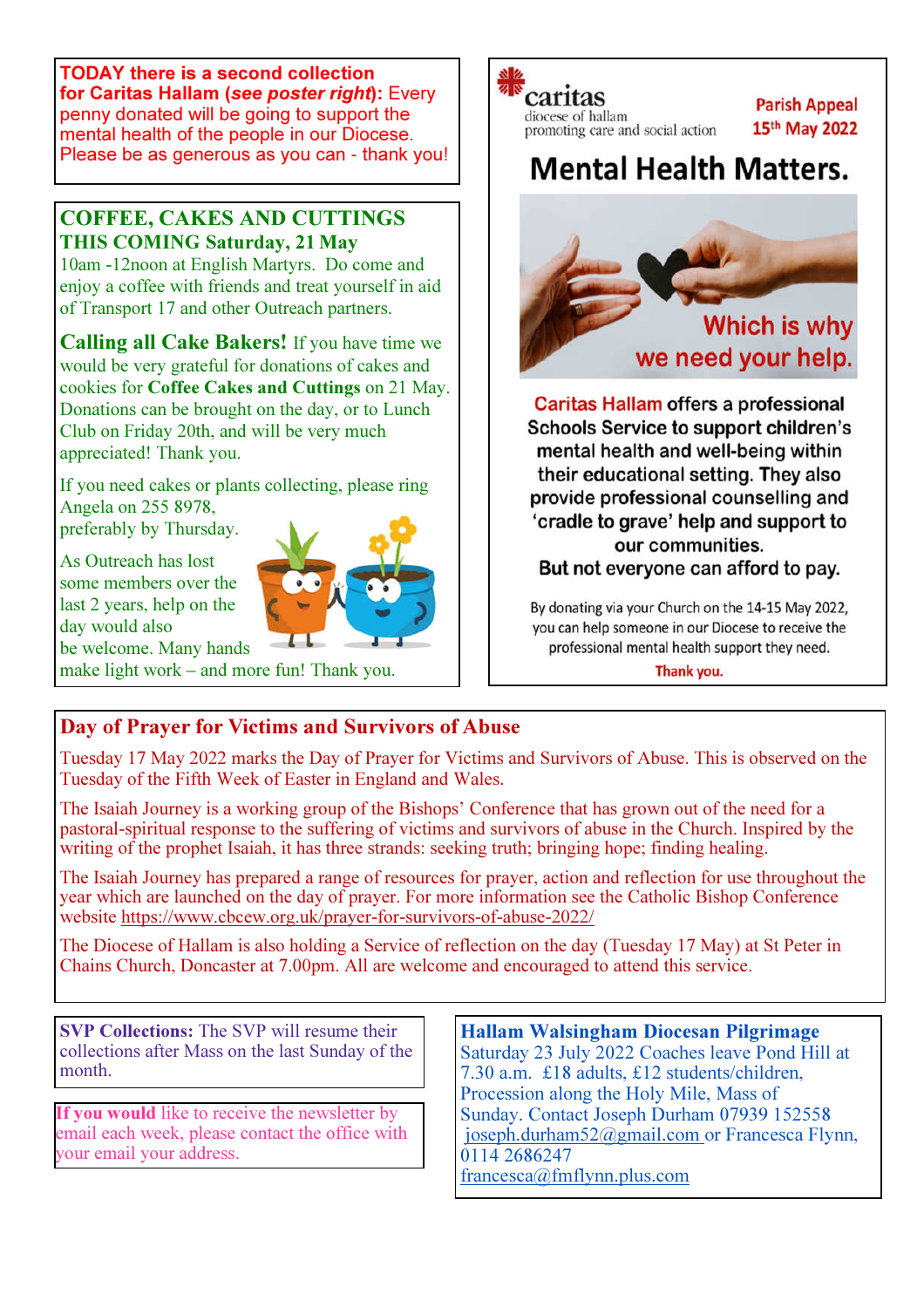**TODAY there is a second collection for Caritas Hallam (*see poster right*):** Every penny donated will be going to support the mental health of the people in our Diocese. Please be as generous as you can - thank you!

## COFFEE, CAKES AND CUTTINGS THIS COMING Saturday, 21 May

10am -12noon at English Martyrs. Do come and enjoy a coffee with friends and treat yourself in aid of Transport 17 and other Outreach partners.

**Calling all Cake Bakers!** If you have time we would be very grateful for donations of cakes and cookies for **Coffee Cakes and Cuttings** on 21 May. Donations can be brought on the day, or to Lunch Club on Friday 20th, and will be very much appreciated! Thank you.

If you need cakes or plants collecting, please ring Angela on 255 8978, preferably by Thursday.

As Outreach has lost some members over the last 2 years, help on the day would also be welcome. Many hands make light work – and more fun! Thank you.

caritas
diocese of hallam
promoting care and social action

**Parish Appeal**
**15th May 2022**

# Mental Health Matters.

Which is why we need your help.

**Caritas Hallam offers a professional Schools Service to support children's mental health and well-being within their educational setting. They also provide professional counselling and 'cradle to grave' help and support to our communities.**
**But not everyone can afford to pay.**

By donating via your Church on the 14-15 May 2022, you can help someone in our Diocese to receive the professional mental health support they need.

**Thank you.**

## Day of Prayer for Victims and Survivors of Abuse

Tuesday 17 May 2022 marks the Day of Prayer for Victims and Survivors of Abuse. This is observed on the Tuesday of the Fifth Week of Easter in England and Wales.

The Isaiah Journey is a working group of the Bishops' Conference that has grown out of the need for a pastoral-spiritual response to the suffering of victims and survivors of abuse in the Church. Inspired by the writing of the prophet Isaiah, it has three strands: seeking truth; bringing hope; finding healing.

The Isaiah Journey has prepared a range of resources for prayer, action and reflection for use throughout the year which are launched on the day of prayer. For more information see the Catholic Bishop Conference website https://www.cbcew.org.uk/prayer-for-survivors-of-abuse-2022/

The Diocese of Hallam is also holding a Service of reflection on the day (Tuesday 17 May) at St Peter in Chains Church, Doncaster at 7.00pm. All are welcome and encouraged to attend this service.

**SVP Collections:** The SVP will resume their collections after Mass on the last Sunday of the month.

**If you would** like to receive the newsletter by email each week, please contact the office with your email your address.

**Hallam Walsingham Diocesan Pilgrimage**
Saturday 23 July 2022 Coaches leave Pond Hill at 7.30 a.m. £18 adults, £12 students/children, Procession along the Holy Mile, Mass of Sunday. Contact Joseph Durham 07939 152558 joseph.durham52@gmail.com or Francesca Flynn, 0114 2686247 francesca@fmflynn.plus.com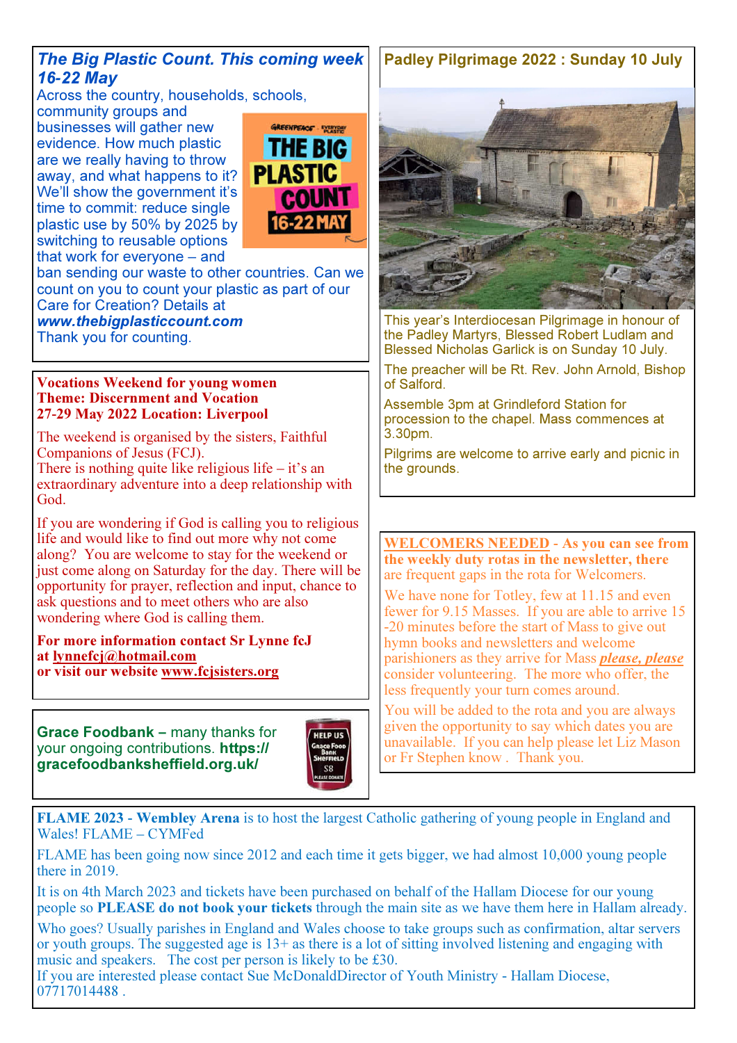## *The Big Plastic Count. This coming week 16-22 May*

Across the country, households, schools, community groups and businesses will gather new evidence. How much plastic are we really having to throw away, and what happens to it? We'll show the government it's time to commit: reduce single plastic use by 50% by 2025 by switching to reusable options that work for everyone – and ban sending our waste to other countries. Can we count on you to count your plastic as part of our Care for Creation? Details at ***www.thebigplasticcount.com***

Thank you for counting.

**Vocations Weekend for young women**
**Theme: Discernment and Vocation**
**27-29 May 2022 Location: Liverpool**

The weekend is organised by the sisters, Faithful Companions of Jesus (FCJ).

There is nothing quite like religious life – it's an extraordinary adventure into a deep relationship with God.

If you are wondering if God is calling you to religious life and would like to find out more why not come along? You are welcome to stay for the weekend or just come along on Saturday for the day. There will be opportunity for prayer, reflection and input, chance to ask questions and to meet others who are also wondering where God is calling them.

**For more information contact Sr Lynne fcJ at lynnefcj@hotmail.com**
**or visit our website www.fcjsisters.org**

**Grace Foodbank –** many thanks for your ongoing contributions. **https://gracefoodbanksheffield.org.uk/**

## Padley Pilgrimage 2022 : Sunday 10 July

This year's Interdiocesan Pilgrimage in honour of the Padley Martyrs, Blessed Robert Ludlam and Blessed Nicholas Garlick is on Sunday 10 July.

The preacher will be Rt. Rev. John Arnold, Bishop of Salford.

Assemble 3pm at Grindleford Station for procession to the chapel. Mass commences at 3.30pm.

Pilgrims are welcome to arrive early and picnic in the grounds.

**WELCOMERS NEEDED - As you can see from the weekly duty rotas in the newsletter, there** are frequent gaps in the rota for Welcomers.

We have none for Totley, few at 11.15 and even fewer for 9.15 Masses. If you are able to arrive 15 -20 minutes before the start of Mass to give out hymn books and newsletters and welcome parishioners as they arrive for Mass ***please, please*** consider volunteering. The more who offer, the less frequently your turn comes around.

You will be added to the rota and you are always given the opportunity to say which dates you are unavailable. If you can help please let Liz Mason or Fr Stephen know . Thank you.

**FLAME 2023 - Wembley Arena** is to host the largest Catholic gathering of young people in England and Wales! FLAME – CYMFed

FLAME has been going now since 2012 and each time it gets bigger, we had almost 10,000 young people there in 2019.

It is on 4th March 2023 and tickets have been purchased on behalf of the Hallam Diocese for our young people so **PLEASE do not book your tickets** through the main site as we have them here in Hallam already.

Who goes? Usually parishes in England and Wales choose to take groups such as confirmation, altar servers or youth groups. The suggested age is 13+ as there is a lot of sitting involved listening and engaging with music and speakers. The cost per person is likely to be £30.

If you are interested please contact Sue McDonaldDirector of Youth Ministry - Hallam Diocese, 07717014488 .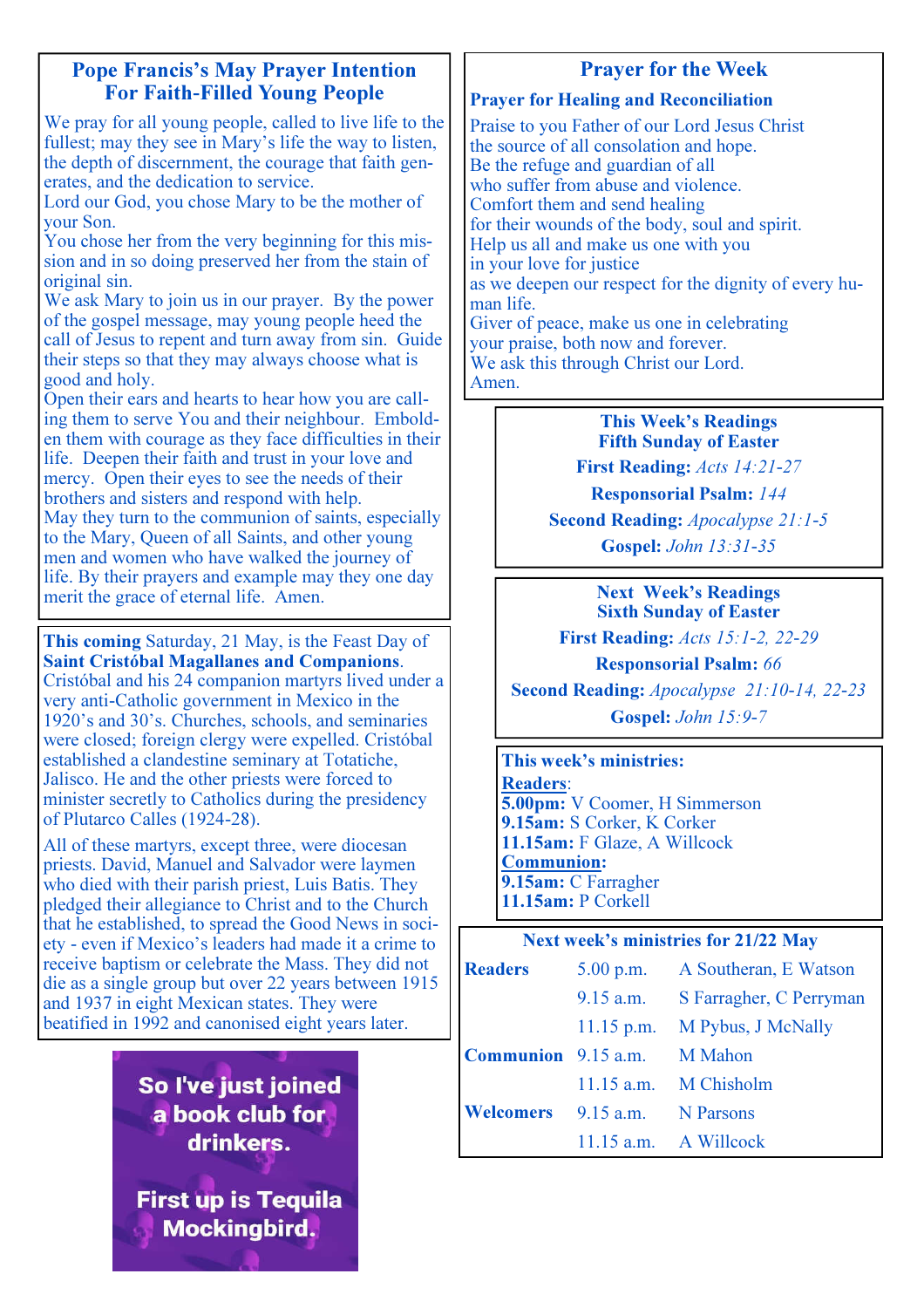## Pope Francis's May Prayer Intention For Faith-Filled Young People

We pray for all young people, called to live life to the fullest; may they see in Mary's life the way to listen, the depth of discernment, the courage that faith generates, and the dedication to service.
Lord our God, you chose Mary to be the mother of your Son.
You chose her from the very beginning for this mission and in so doing preserved her from the stain of original sin.
We ask Mary to join us in our prayer. By the power of the gospel message, may young people heed the call of Jesus to repent and turn away from sin. Guide their steps so that they may always choose what is good and holy.
Open their ears and hearts to hear how you are calling them to serve You and their neighbour. Embolden them with courage as they face difficulties in their life. Deepen their faith and trust in your love and mercy. Open their eyes to see the needs of their brothers and sisters and respond with help.
May they turn to the communion of saints, especially to the Mary, Queen of all Saints, and other young men and women who have walked the journey of life. By their prayers and example may they one day merit the grace of eternal life. Amen.

**This coming** Saturday, 21 May, is the Feast Day of **Saint Cristóbal Magallanes and Companions**. Cristóbal and his 24 companion martyrs lived under a very anti-Catholic government in Mexico in the 1920's and 30's. Churches, schools, and seminaries were closed; foreign clergy were expelled. Cristóbal established a clandestine seminary at Totatiche, Jalisco. He and the other priests were forced to minister secretly to Catholics during the presidency of Plutarco Calles (1924-28).

All of these martyrs, except three, were diocesan priests. David, Manuel and Salvador were laymen who died with their parish priest, Luis Batis. They pledged their allegiance to Christ and to the Church that he established, to spread the Good News in society - even if Mexico's leaders had made it a crime to receive baptism or celebrate the Mass. They did not die as a single group but over 22 years between 1915 and 1937 in eight Mexican states. They were beatified in 1992 and canonised eight years later.

So I've just joined a book club for drinkers.

First up is Tequila Mockingbird.

## Prayer for the Week

### Prayer for Healing and Reconciliation

Praise to you Father of our Lord Jesus Christ
the source of all consolation and hope.
Be the refuge and guardian of all
who suffer from abuse and violence.
Comfort them and send healing
for their wounds of the body, soul and spirit.
Help us all and make us one with you
in your love for justice
as we deepen our respect for the dignity of every human life.
Giver of peace, make us one in celebrating
your praise, both now and forever.
We ask this through Christ our Lord.
Amen.

**This Week's Readings**
**Fifth Sunday of Easter**

**First Reading:** *Acts 14:21-27*

**Responsorial Psalm:** *144*

**Second Reading:** *Apocalypse 21:1-5*

**Gospel:** *John 13:31-35*

**Next Week's Readings**
**Sixth Sunday of Easter**

**First Reading:** *Acts 15:1-2, 22-29*

**Responsorial Psalm:** *66*

**Second Reading:** *Apocalypse 21:10-14, 22-23*

**Gospel:** *John 15:9-7*

**This week's ministries:**

**Readers**:
**5.00pm:** V Coomer, H Simmerson
**9.15am:** S Corker, K Corker
**11.15am:** F Glaze, A Willcock
**Communion:**
**9.15am:** C Farragher
**11.15am:** P Corkell

**Next week's ministries for 21/22 May**

| | | |
|---|---|---|
| **Readers** | 5.00 p.m. | A Southeran, E Watson |
| | 9.15 a.m. | S Farragher, C Perryman |
| | 11.15 p.m. | M Pybus, J McNally |
| **Communion** | 9.15 a.m. | M Mahon |
| | 11.15 a.m. | M Chisholm |
| **Welcomers** | 9.15 a.m. | N Parsons |
| | 11.15 a.m. | A Willcock |